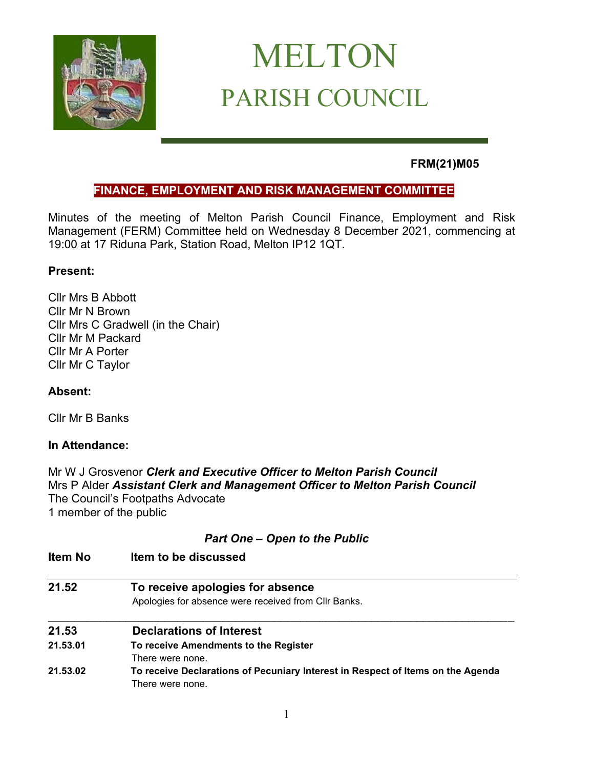# MELTON
## PARISH COUNCIL

**FRM(21)M05**

### FINANCE, EMPLOYMENT AND RISK MANAGEMENT COMMITTEE

Minutes of the meeting of Melton Parish Council Finance, Employment and Risk Management (FERM) Committee held on Wednesday 8 December 2021, commencing at 19:00 at 17 Riduna Park, Station Road, Melton IP12 1QT.

**Present:**

Cllr Mrs B Abbott
Cllr Mr N Brown
Cllr Mrs C Gradwell (in the Chair)
Cllr Mr M Packard
Cllr Mr A Porter
Cllr Mr C Taylor

**Absent:**

Cllr Mr B Banks

**In Attendance:**

Mr W J Grosvenor ***Clerk and Executive Officer to Melton Parish Council***
Mrs P Alder ***Assistant Clerk and Management Officer to Melton Parish Council***
The Council's Footpaths Advocate
1 member of the public

***Part One – Open to the Public***

| Item No | Item to be discussed |
|---|---|
| **21.52** | **To receive apologies for absence**<br>Apologies for absence were received from Cllr Banks. |
| **21.53** | **Declarations of Interest** |
| **21.53.01** | **To receive Amendments to the Register**<br>There were none. |
| **21.53.02** | **To receive Declarations of Pecuniary Interest in Respect of Items on the Agenda**<br>There were none. |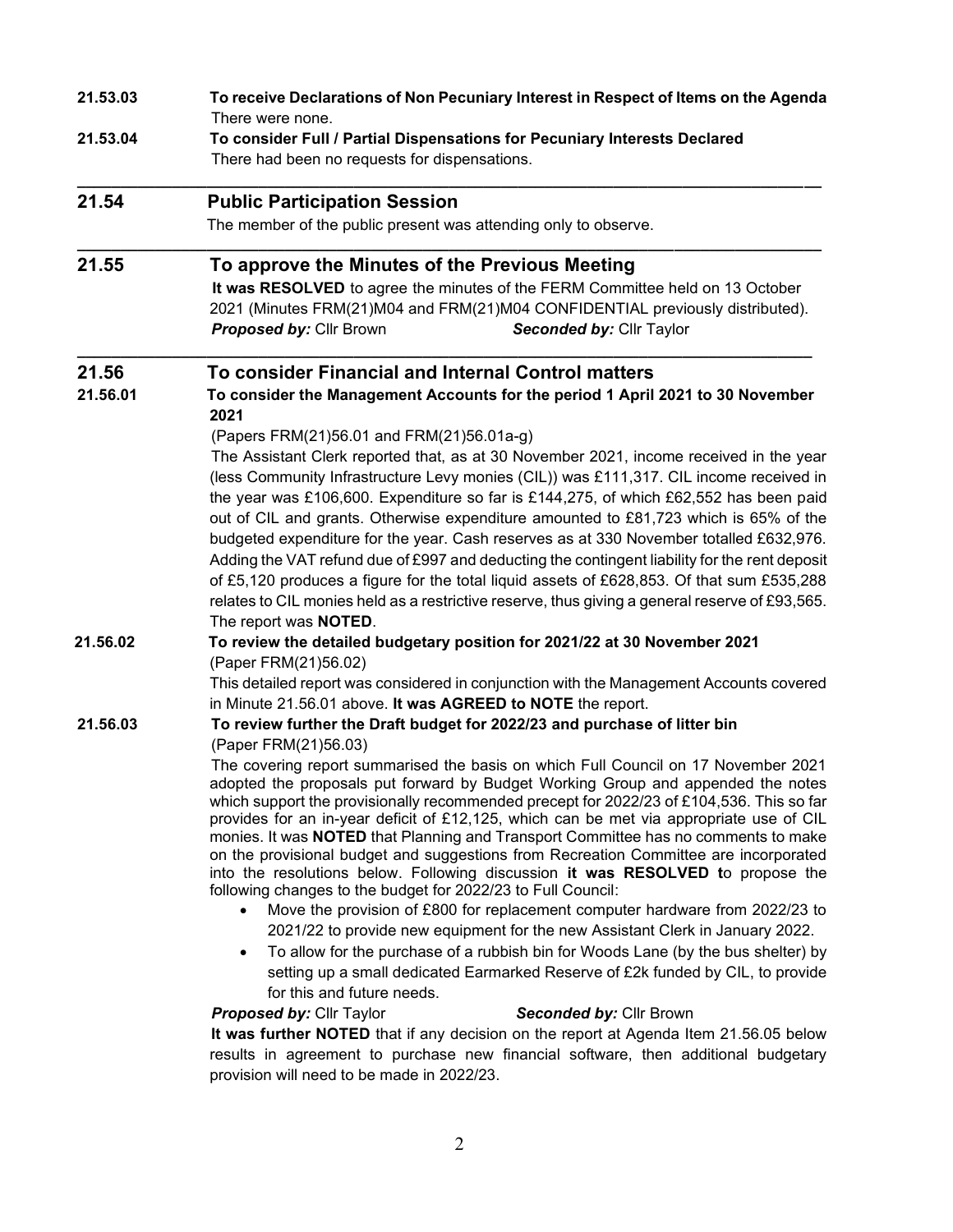**21.53.03 To receive Declarations of Non Pecuniary Interest in Respect of Items on the Agenda**

There were none.

**21.53.04 To consider Full / Partial Dispensations for Pecuniary Interests Declared**

There had been no requests for dispensations.

---

## 21.54 Public Participation Session

The member of the public present was attending only to observe.

---

## 21.55 To approve the Minutes of the Previous Meeting

**It was RESOLVED** to agree the minutes of the FERM Committee held on 13 October 2021 (Minutes FRM(21)M04 and FRM(21)M04 CONFIDENTIAL previously distributed).

***Proposed by:*** Cllr Brown ***Seconded by:*** Cllr Taylor

---

## 21.56 To consider Financial and Internal Control matters

**21.56.01 To consider the Management Accounts for the period 1 April 2021 to 30 November 2021**

(Papers FRM(21)56.01 and FRM(21)56.01a-g)

The Assistant Clerk reported that, as at 30 November 2021, income received in the year (less Community Infrastructure Levy monies (CIL)) was £111,317. CIL income received in the year was £106,600. Expenditure so far is £144,275, of which £62,552 has been paid out of CIL and grants. Otherwise expenditure amounted to £81,723 which is 65% of the budgeted expenditure for the year. Cash reserves as at 330 November totalled £632,976. Adding the VAT refund due of £997 and deducting the contingent liability for the rent deposit of £5,120 produces a figure for the total liquid assets of £628,853. Of that sum £535,288 relates to CIL monies held as a restrictive reserve, thus giving a general reserve of £93,565. The report was **NOTED**.

**21.56.02 To review the detailed budgetary position for 2021/22 at 30 November 2021**

(Paper FRM(21)56.02)

This detailed report was considered in conjunction with the Management Accounts covered in Minute 21.56.01 above. **It was AGREED to NOTE** the report.

**21.56.03 To review further the Draft budget for 2022/23 and purchase of litter bin**

(Paper FRM(21)56.03)

The covering report summarised the basis on which Full Council on 17 November 2021 adopted the proposals put forward by Budget Working Group and appended the notes which support the provisionally recommended precept for 2022/23 of £104,536. This so far provides for an in-year deficit of £12,125, which can be met via appropriate use of CIL monies. It was **NOTED** that Planning and Transport Committee has no comments to make on the provisional budget and suggestions from Recreation Committee are incorporated into the resolutions below. Following discussion **it was RESOLVED t**o propose the following changes to the budget for 2022/23 to Full Council:

- Move the provision of £800 for replacement computer hardware from 2022/23 to 2021/22 to provide new equipment for the new Assistant Clerk in January 2022.
- To allow for the purchase of a rubbish bin for Woods Lane (by the bus shelter) by setting up a small dedicated Earmarked Reserve of £2k funded by CIL, to provide for this and future needs.

***Proposed by:*** Cllr Taylor ***Seconded by:*** Cllr Brown

**It was further NOTED** that if any decision on the report at Agenda Item 21.56.05 below results in agreement to purchase new financial software, then additional budgetary provision will need to be made in 2022/23.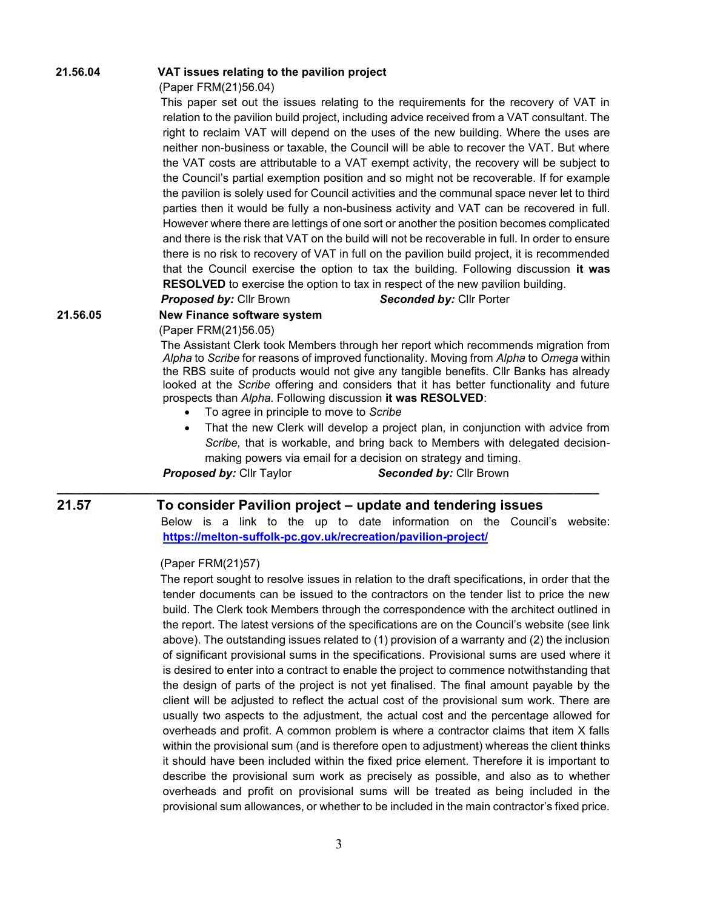**21.56.04 VAT issues relating to the pavilion project**

(Paper FRM(21)56.04)

This paper set out the issues relating to the requirements for the recovery of VAT in relation to the pavilion build project, including advice received from a VAT consultant. The right to reclaim VAT will depend on the uses of the new building. Where the uses are neither non-business or taxable, the Council will be able to recover the VAT. But where the VAT costs are attributable to a VAT exempt activity, the recovery will be subject to the Council's partial exemption position and so might not be recoverable. If for example the pavilion is solely used for Council activities and the communal space never let to third parties then it would be fully a non-business activity and VAT can be recovered in full. However where there are lettings of one sort or another the position becomes complicated and there is the risk that VAT on the build will not be recoverable in full. In order to ensure there is no risk to recovery of VAT in full on the pavilion build project, it is recommended that the Council exercise the option to tax the building. Following discussion **it was RESOLVED** to exercise the option to tax in respect of the new pavilion building.

***Proposed by:*** Cllr Brown ***Seconded by:*** Cllr Porter

**21.56.05 New Finance software system**

(Paper FRM(21)56.05)

The Assistant Clerk took Members through her report which recommends migration from *Alpha* to *Scribe* for reasons of improved functionality. Moving from *Alpha* to *Omega* within the RBS suite of products would not give any tangible benefits. Cllr Banks has already looked at the *Scribe* offering and considers that it has better functionality and future prospects than *Alpha*. Following discussion **it was RESOLVED**:

- To agree in principle to move to *Scribe*
- That the new Clerk will develop a project plan, in conjunction with advice from *Scribe,* that is workable, and bring back to Members with delegated decision-making powers via email for a decision on strategy and timing.

***Proposed by:*** Cllr Taylor ***Seconded by:*** Cllr Brown

---

## 21.57 To consider Pavilion project – update and tendering issues

Below is a link to the up to date information on the Council's website: **https://melton-suffolk-pc.gov.uk/recreation/pavilion-project/**

(Paper FRM(21)57)

The report sought to resolve issues in relation to the draft specifications, in order that the tender documents can be issued to the contractors on the tender list to price the new build. The Clerk took Members through the correspondence with the architect outlined in the report. The latest versions of the specifications are on the Council's website (see link above). The outstanding issues related to (1) provision of a warranty and (2) the inclusion of significant provisional sums in the specifications. Provisional sums are used where it is desired to enter into a contract to enable the project to commence notwithstanding that the design of parts of the project is not yet finalised. The final amount payable by the client will be adjusted to reflect the actual cost of the provisional sum work. There are usually two aspects to the adjustment, the actual cost and the percentage allowed for overheads and profit. A common problem is where a contractor claims that item X falls within the provisional sum (and is therefore open to adjustment) whereas the client thinks it should have been included within the fixed price element. Therefore it is important to describe the provisional sum work as precisely as possible, and also as to whether overheads and profit on provisional sums will be treated as being included in the provisional sum allowances, or whether to be included in the main contractor's fixed price.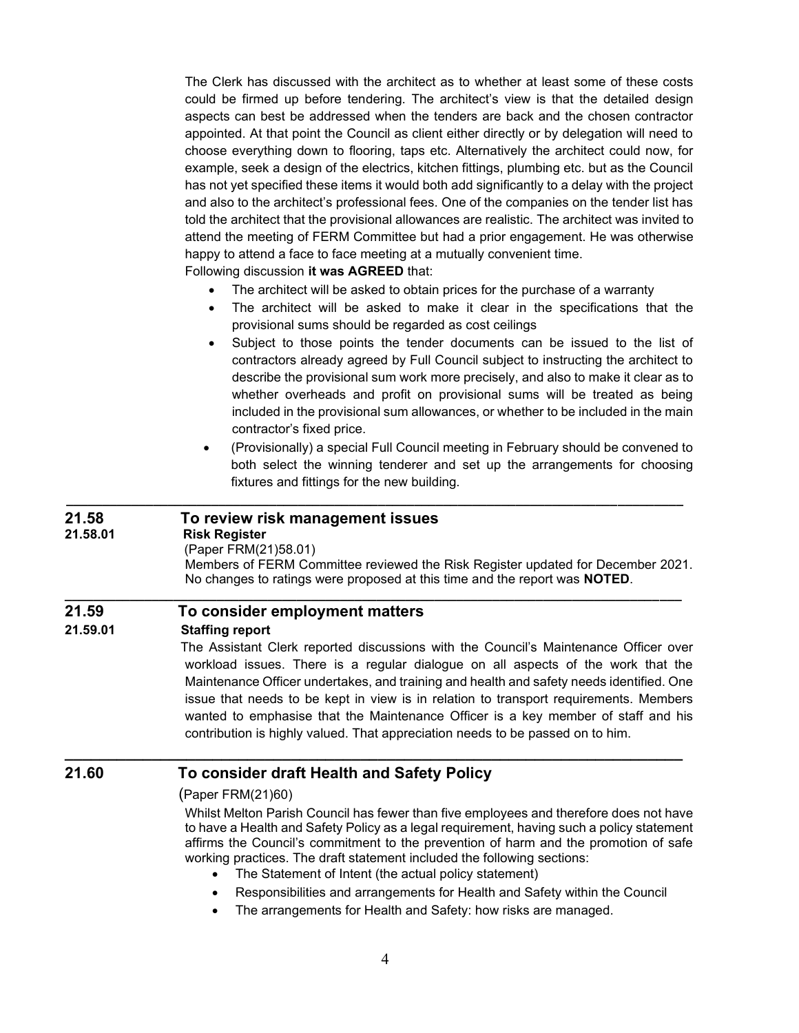The Clerk has discussed with the architect as to whether at least some of these costs could be firmed up before tendering. The architect's view is that the detailed design aspects can best be addressed when the tenders are back and the chosen contractor appointed. At that point the Council as client either directly or by delegation will need to choose everything down to flooring, taps etc. Alternatively the architect could now, for example, seek a design of the electrics, kitchen fittings, plumbing etc. but as the Council has not yet specified these items it would both add significantly to a delay with the project and also to the architect's professional fees. One of the companies on the tender list has told the architect that the provisional allowances are realistic. The architect was invited to attend the meeting of FERM Committee but had a prior engagement. He was otherwise happy to attend a face to face meeting at a mutually convenient time.

Following discussion **it was AGREED** that:

- The architect will be asked to obtain prices for the purchase of a warranty
- The architect will be asked to make it clear in the specifications that the provisional sums should be regarded as cost ceilings
- Subject to those points the tender documents can be issued to the list of contractors already agreed by Full Council subject to instructing the architect to describe the provisional sum work more precisely, and also to make it clear as to whether overheads and profit on provisional sums will be treated as being included in the provisional sum allowances, or whether to be included in the main contractor's fixed price.
- (Provisionally) a special Full Council meeting in February should be convened to both select the winning tenderer and set up the arrangements for choosing fixtures and fittings for the new building.

---

## 21.58 To review risk management issues

### 21.58.01 Risk Register

(Paper FRM(21)58.01)

Members of FERM Committee reviewed the Risk Register updated for December 2021. No changes to ratings were proposed at this time and the report was **NOTED**.

---

## 21.59 To consider employment matters

### 21.59.01 Staffing report

The Assistant Clerk reported discussions with the Council's Maintenance Officer over workload issues. There is a regular dialogue on all aspects of the work that the Maintenance Officer undertakes, and training and health and safety needs identified. One issue that needs to be kept in view is in relation to transport requirements. Members wanted to emphasise that the Maintenance Officer is a key member of staff and his contribution is highly valued. That appreciation needs to be passed on to him.

---

## 21.60 To consider draft Health and Safety Policy

(Paper FRM(21)60)

Whilst Melton Parish Council has fewer than five employees and therefore does not have to have a Health and Safety Policy as a legal requirement, having such a policy statement affirms the Council's commitment to the prevention of harm and the promotion of safe working practices. The draft statement included the following sections:

- The Statement of Intent (the actual policy statement)
- Responsibilities and arrangements for Health and Safety within the Council
- The arrangements for Health and Safety: how risks are managed.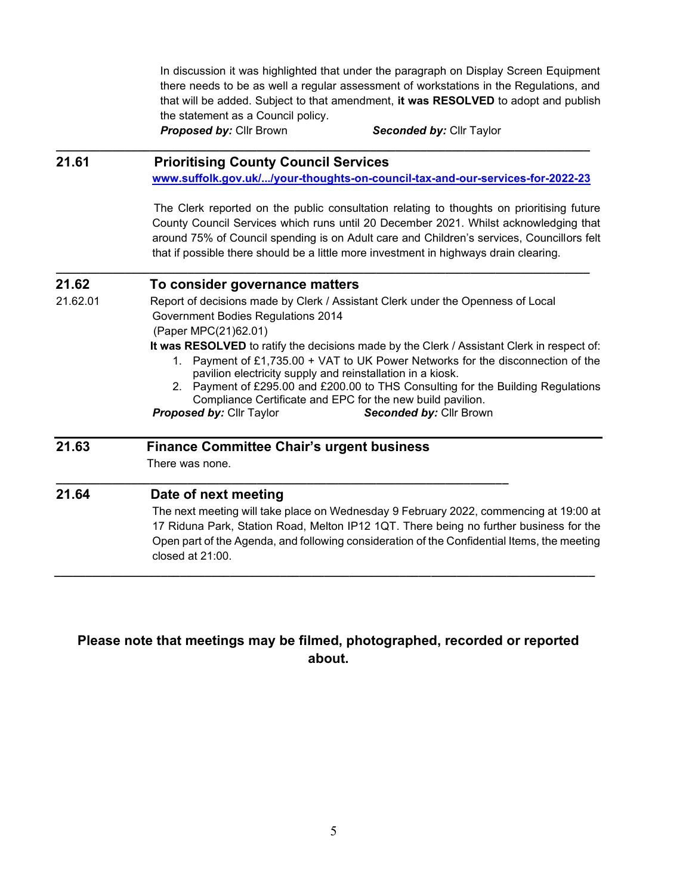In discussion it was highlighted that under the paragraph on Display Screen Equipment there needs to be as well a regular assessment of workstations in the Regulations, and that will be added. Subject to that amendment, **it was RESOLVED** to adopt and publish the statement as a Council policy.

***Proposed by:*** Cllr Brown ***Seconded by:*** Cllr Taylor

---

## 21.61 Prioritising County Council Services

[www.suffolk.gov.uk/.../your-thoughts-on-council-tax-and-our-services-for-2022-23](www.suffolk.gov.uk/.../your-thoughts-on-council-tax-and-our-services-for-2022-23)

The Clerk reported on the public consultation relating to thoughts on prioritising future County Council Services which runs until 20 December 2021. Whilst acknowledging that around 75% of Council spending is on Adult care and Children's services, Councillors felt that if possible there should be a little more investment in highways drain clearing.

---

## 21.62 To consider governance matters

21.62.01 Report of decisions made by Clerk / Assistant Clerk under the Openness of Local Government Bodies Regulations 2014

(Paper MPC(21)62.01)

**It was RESOLVED** to ratify the decisions made by the Clerk / Assistant Clerk in respect of:

1. Payment of £1,735.00 + VAT to UK Power Networks for the disconnection of the pavilion electricity supply and reinstallation in a kiosk.
2. Payment of £295.00 and £200.00 to THS Consulting for the Building Regulations Compliance Certificate and EPC for the new build pavilion.

***Proposed by:*** Cllr Taylor ***Seconded by:*** Cllr Brown

---

## 21.63 Finance Committee Chair's urgent business

There was none.

---

## 21.64 Date of next meeting

The next meeting will take place on Wednesday 9 February 2022, commencing at 19:00 at 17 Riduna Park, Station Road, Melton IP12 1QT. There being no further business for the Open part of the Agenda, and following consideration of the Confidential Items, the meeting closed at 21:00.

---

**Please note that meetings may be filmed, photographed, recorded or reported about.**